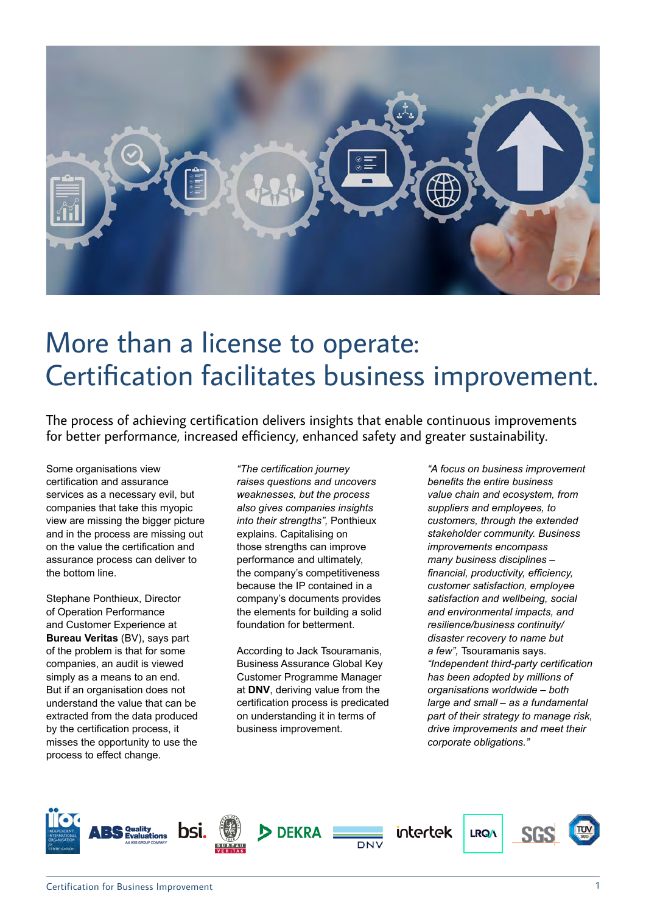# More than a license to operate: Certification facilitates business improvement.

The process of achieving certification delivers insights that enable continuous improvements for better performance, increased efficiency, enhanced safety and greater sustainability.

Some organisations view certification and assurance services as a necessary evil, but companies that take this myopic view are missing the bigger picture and in the process are missing out on the value the certification and assurance process can deliver to the bottom line.

Stephane Ponthieux, Director of Operation Performance and Customer Experience at **Bureau Veritas** (BV), says part of the problem is that for some companies, an audit is viewed simply as a means to an end. But if an organisation does not understand the value that can be extracted from the data produced by the certification process, it misses the opportunity to use the process to effect change.

*"The certification journey raises questions and uncovers weaknesses, but the process also gives companies insights into their strengths",* Ponthieux explains. Capitalising on those strengths can improve performance and ultimately, the company's competitiveness because the IP contained in a company's documents provides the elements for building a solid foundation for betterment.

According to Jack Tsouramanis, Business Assurance Global Key Customer Programme Manager at **DNV**, deriving value from the certification process is predicated on understanding it in terms of business improvement.

*"A focus on business improvement benefits the entire business value chain and ecosystem, from suppliers and employees, to customers, through the extended stakeholder community. Business improvements encompass many business disciplines – financial, productivity, efficiency, customer satisfaction, employee satisfaction and wellbeing, social and environmental impacts, and resilience/business continuity/ disaster recovery to name but a few",* Tsouramanis says. *"Independent third-party certification has been adopted by millions of organisations worldwide – both large and small – as a fundamental part of their strategy to manage risk, drive improvements and meet their corporate obligations."*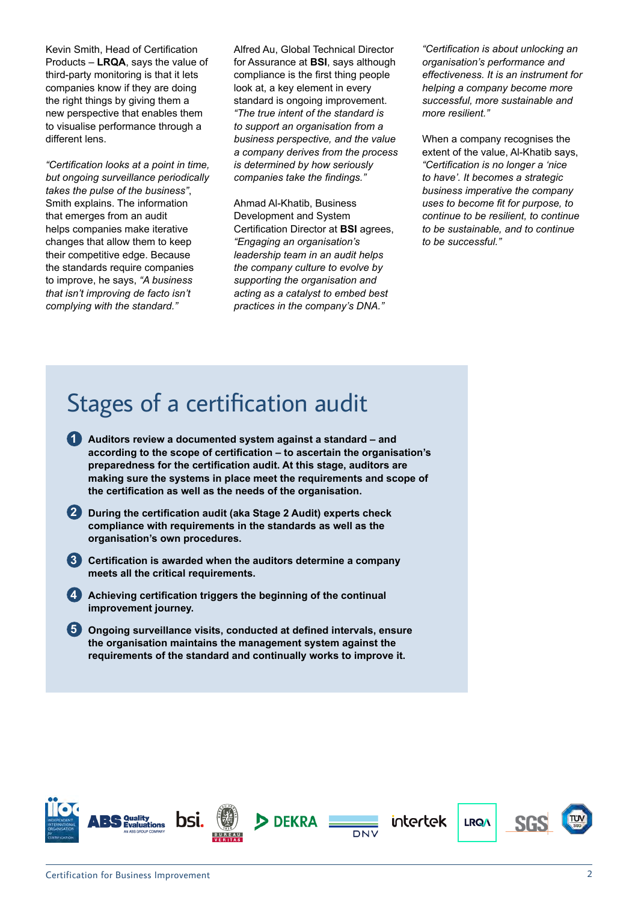Kevin Smith, Head of Certification Products – **LRQA**, says the value of third-party monitoring is that it lets companies know if they are doing the right things by giving them a new perspective that enables them to visualise performance through a different lens.

*"Certification looks at a point in time, but ongoing surveillance periodically takes the pulse of the business"*, Smith explains. The information that emerges from an audit helps companies make iterative changes that allow them to keep their competitive edge. Because the standards require companies to improve, he says, *"A business that isn't improving de facto isn't complying with the standard."*

Alfred Au, Global Technical Director for Assurance at **BSI**, says although compliance is the first thing people look at, a key element in every standard is ongoing improvement. *"The true intent of the standard is to support an organisation from a business perspective, and the value a company derives from the process is determined by how seriously companies take the findings."*

Ahmad Al-Khatib, Business Development and System Certification Director at **BSI** agrees, *"Engaging an organisation's leadership team in an audit helps the company culture to evolve by supporting the organisation and acting as a catalyst to embed best practices in the company's DNA."*

*"Certification is about unlocking an organisation's performance and effectiveness. It is an instrument for helping a company become more successful, more sustainable and more resilient."*

When a company recognises the extent of the value, Al-Khatib says, *"Certification is no longer a 'nice to have'. It becomes a strategic business imperative the company uses to become fit for purpose, to continue to be resilient, to continue to be sustainable, and to continue to be successful."*

## Stages of a certification audit

1. **Auditors review a documented system against a standard – and according to the scope of certification – to ascertain the organisation's preparedness for the certification audit. At this stage, auditors are making sure the systems in place meet the requirements and scope of the certification as well as the needs of the organisation.**
2. **During the certification audit (aka Stage 2 Audit) experts check compliance with requirements in the standards as well as the organisation's own procedures.**
3. **Certification is awarded when the auditors determine a company meets all the critical requirements.**
4. **Achieving certification triggers the beginning of the continual improvement journey.**
5. **Ongoing surveillance visits, conducted at defined intervals, ensure the organisation maintains the management system against the requirements of the standard and continually works to improve it.**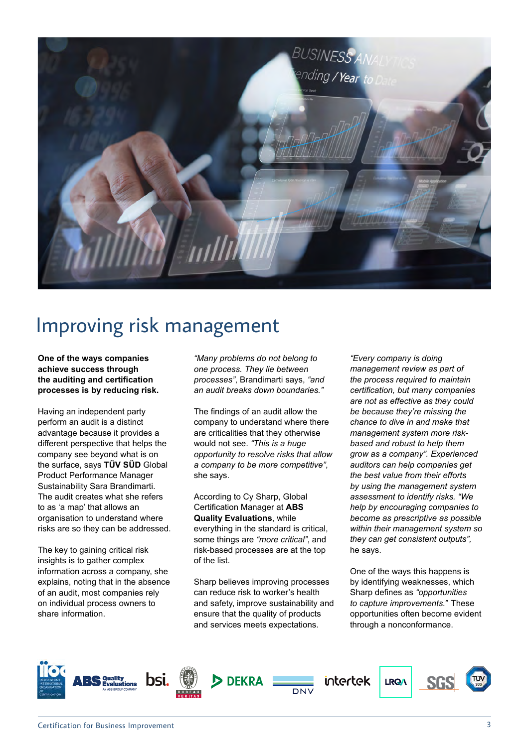# Improving risk management

**One of the ways companies achieve success through the auditing and certification processes is by reducing risk.**

Having an independent party perform an audit is a distinct advantage because it provides a different perspective that helps the company see beyond what is on the surface, says **TÜV SÜD** Global Product Performance Manager Sustainability Sara Brandimarti. The audit creates what she refers to as 'a map' that allows an organisation to understand where risks are so they can be addressed.

The key to gaining critical risk insights is to gather complex information across a company, she explains, noting that in the absence of an audit, most companies rely on individual process owners to share information.

*"Many problems do not belong to one process. They lie between processes"*, Brandimarti says, *"and an audit breaks down boundaries."*

The findings of an audit allow the company to understand where there are criticalities that they otherwise would not see. *"This is a huge opportunity to resolve risks that allow a company to be more competitive"*, she says.

According to Cy Sharp, Global Certification Manager at **ABS Quality Evaluations**, while everything in the standard is critical, some things are *"more critical"*, and risk-based processes are at the top of the list.

Sharp believes improving processes can reduce risk to worker's health and safety, improve sustainability and ensure that the quality of products and services meets expectations.

*"Every company is doing management review as part of the process required to maintain certification, but many companies are not as effective as they could be because they're missing the chance to dive in and make that management system more risk-based and robust to help them grow as a company". Experienced auditors can help companies get the best value from their efforts by using the management system assessment to identify risks. "We help by encouraging companies to become as prescriptive as possible within their management system so they can get consistent outputs",* he says.

One of the ways this happens is by identifying weaknesses, which Sharp defines as *"opportunities to capture improvements."* These opportunities often become evident through a nonconformance.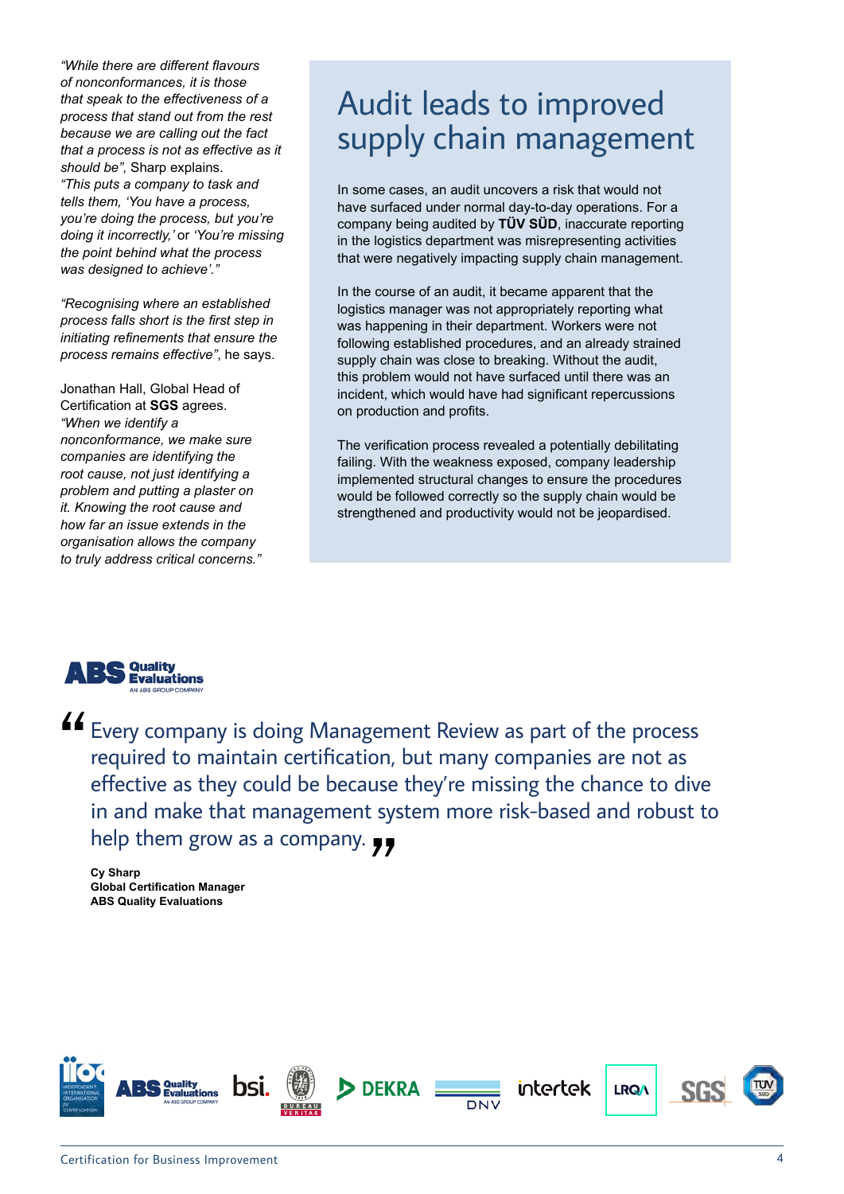*"While there are different flavours of nonconformances, it is those that speak to the effectiveness of a process that stand out from the rest because we are calling out the fact that a process is not as effective as it should be",* Sharp explains. *"This puts a company to task and tells them, 'You have a process, you're doing the process, but you're doing it incorrectly,'* or *'You're missing the point behind what the process was designed to achieve'."*

*"Recognising where an established process falls short is the first step in initiating refinements that ensure the process remains effective"*, he says.

Jonathan Hall, Global Head of Certification at **SGS** agrees. *"When we identify a nonconformance, we make sure companies are identifying the root cause, not just identifying a problem and putting a plaster on it. Knowing the root cause and how far an issue extends in the organisation allows the company to truly address critical concerns."*

## Audit leads to improved supply chain management

In some cases, an audit uncovers a risk that would not have surfaced under normal day-to-day operations. For a company being audited by **TÜV SÜD**, inaccurate reporting in the logistics department was misrepresenting activities that were negatively impacting supply chain management.

In the course of an audit, it became apparent that the logistics manager was not appropriately reporting what was happening in their department. Workers were not following established procedures, and an already strained supply chain was close to breaking. Without the audit, this problem would not have surfaced until there was an incident, which would have had significant repercussions on production and profits.

The verification process revealed a potentially debilitating failing. With the weakness exposed, company leadership implemented structural changes to ensure the procedures would be followed correctly so the supply chain would be strengthened and productivity would not be jeopardised.

ABS Quality Evaluations — AN ABS GROUP COMPANY

> "Every company is doing Management Review as part of the process required to maintain certification, but many companies are not as effective as they could be because they're missing the chance to dive in and make that management system more risk-based and robust to help them grow as a company."

**Cy Sharp**
**Global Certification Manager**
**ABS Quality Evaluations**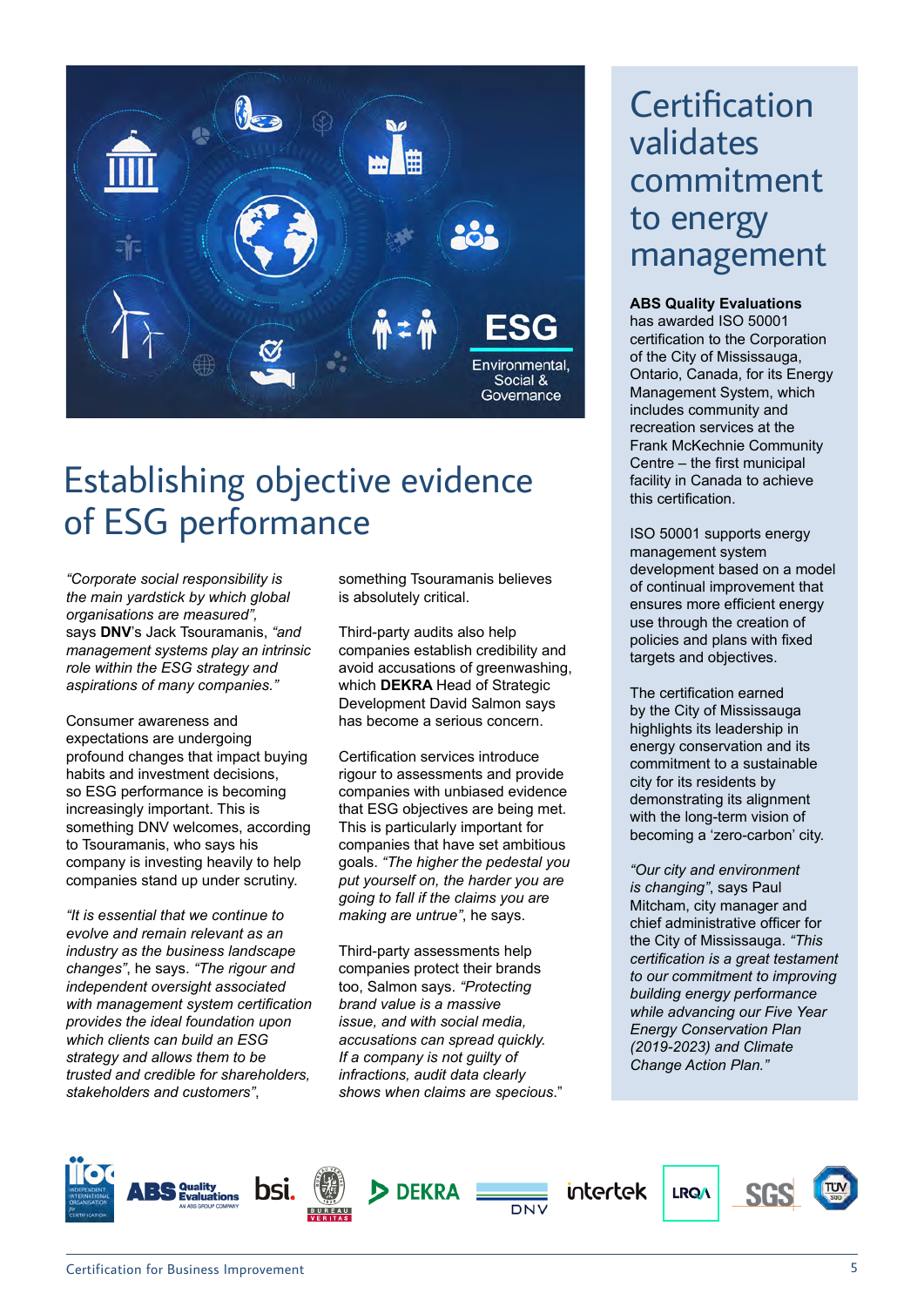# Establishing objective evidence of ESG performance

*"Corporate social responsibility is the main yardstick by which global organisations are measured"*, says **DNV**'s Jack Tsouramanis, *"and management systems play an intrinsic role within the ESG strategy and aspirations of many companies."*

Consumer awareness and expectations are undergoing profound changes that impact buying habits and investment decisions, so ESG performance is becoming increasingly important. This is something DNV welcomes, according to Tsouramanis, who says his company is investing heavily to help companies stand up under scrutiny.

*"It is essential that we continue to evolve and remain relevant as an industry as the business landscape changes"*, he says. *"The rigour and independent oversight associated with management system certification provides the ideal foundation upon which clients can build an ESG strategy and allows them to be trusted and credible for shareholders, stakeholders and customers"*, something Tsouramanis believes is absolutely critical.

Third-party audits also help companies establish credibility and avoid accusations of greenwashing, which **DEKRA** Head of Strategic Development David Salmon says has become a serious concern.

Certification services introduce rigour to assessments and provide companies with unbiased evidence that ESG objectives are being met. This is particularly important for companies that have set ambitious goals. *"The higher the pedestal you put yourself on, the harder you are going to fall if the claims you are making are untrue"*, he says.

Third-party assessments help companies protect their brands too, Salmon says. *"Protecting brand value is a massive issue, and with social media, accusations can spread quickly. If a company is not guilty of infractions, audit data clearly shows when claims are specious."*

## Certification validates commitment to energy management

**ABS Quality Evaluations** has awarded ISO 50001 certification to the Corporation of the City of Mississauga, Ontario, Canada, for its Energy Management System, which includes community and recreation services at the Frank McKechnie Community Centre – the first municipal facility in Canada to achieve this certification.

ISO 50001 supports energy management system development based on a model of continual improvement that ensures more efficient energy use through the creation of policies and plans with fixed targets and objectives.

The certification earned by the City of Mississauga highlights its leadership in energy conservation and its commitment to a sustainable city for its residents by demonstrating its alignment with the long-term vision of becoming a 'zero-carbon' city.

*"Our city and environment is changing"*, says Paul Mitcham, city manager and chief administrative officer for the City of Mississauga. *"This certification is a great testament to our commitment to improving building energy performance while advancing our Five Year Energy Conservation Plan (2019-2023) and Climate Change Action Plan."*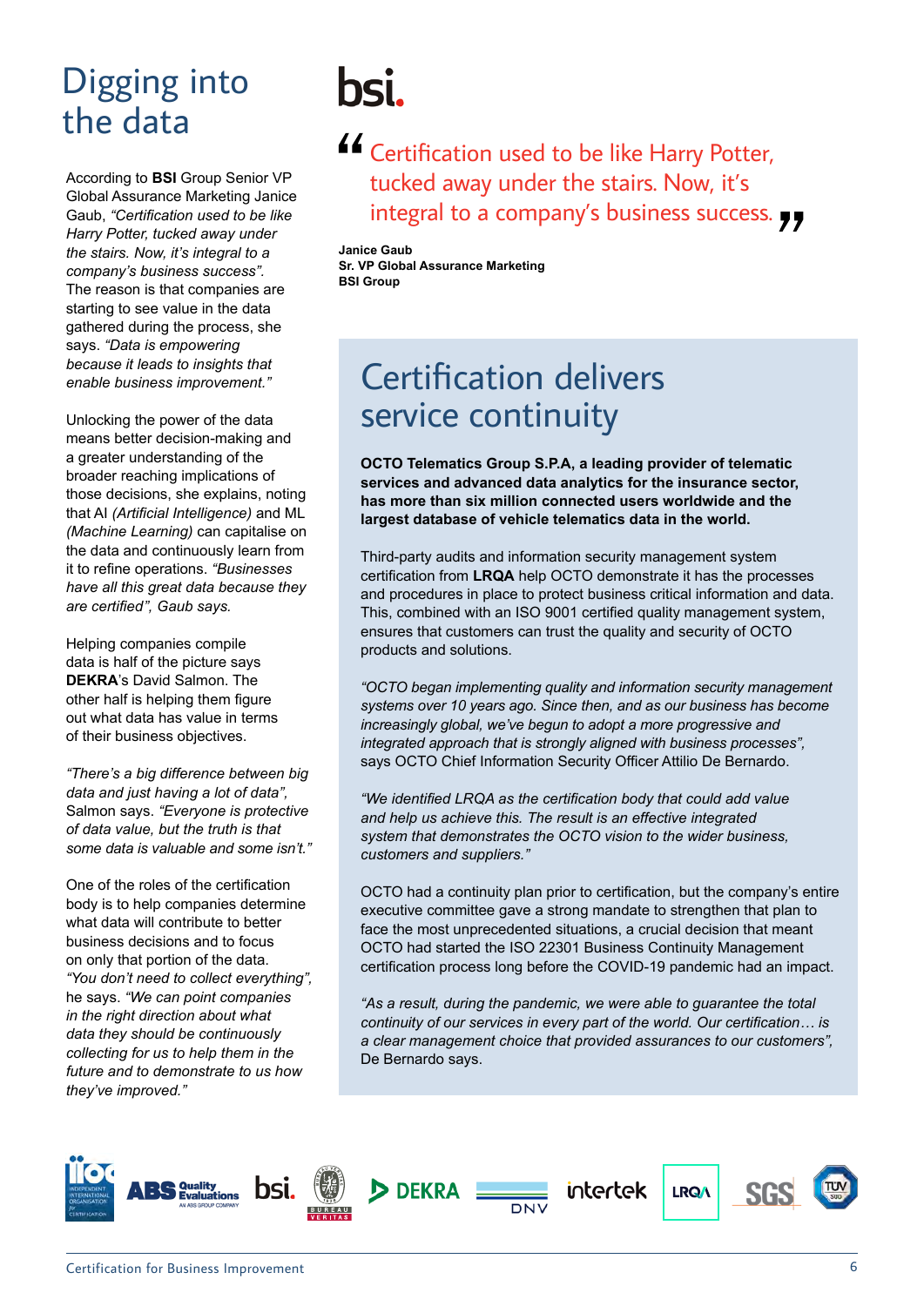# Digging into the data

According to **BSI** Group Senior VP Global Assurance Marketing Janice Gaub, *"Certification used to be like Harry Potter, tucked away under the stairs. Now, it's integral to a company's business success".* The reason is that companies are starting to see value in the data gathered during the process, she says. *"Data is empowering because it leads to insights that enable business improvement."*

Unlocking the power of the data means better decision-making and a greater understanding of the broader reaching implications of those decisions, she explains, noting that AI *(Artificial Intelligence)* and ML *(Machine Learning)* can capitalise on the data and continuously learn from it to refine operations. *"Businesses have all this great data because they are certified", Gaub says.*

Helping companies compile data is half of the picture says **DEKRA**'s David Salmon. The other half is helping them figure out what data has value in terms of their business objectives.

*"There's a big difference between big data and just having a lot of data",* Salmon says. *"Everyone is protective of data value, but the truth is that some data is valuable and some isn't."*

One of the roles of the certification body is to help companies determine what data will contribute to better business decisions and to focus on only that portion of the data. *"You don't need to collect everything",* he says. *"We can point companies in the right direction about what data they should be continuously collecting for us to help them in the future and to demonstrate to us how they've improved."*

bsi.

> Certification used to be like Harry Potter, tucked away under the stairs. Now, it's integral to a company's business success.

**Janice Gaub**
**Sr. VP Global Assurance Marketing**
**BSI Group**

## Certification delivers service continuity

**OCTO Telematics Group S.P.A, a leading provider of telematic services and advanced data analytics for the insurance sector, has more than six million connected users worldwide and the largest database of vehicle telematics data in the world.**

Third-party audits and information security management system certification from **LRQA** help OCTO demonstrate it has the processes and procedures in place to protect business critical information and data. This, combined with an ISO 9001 certified quality management system, ensures that customers can trust the quality and security of OCTO products and solutions.

*"OCTO began implementing quality and information security management systems over 10 years ago. Since then, and as our business has become increasingly global, we've begun to adopt a more progressive and integrated approach that is strongly aligned with business processes",* says OCTO Chief Information Security Officer Attilio De Bernardo.

*"We identified LRQA as the certification body that could add value and help us achieve this. The result is an effective integrated system that demonstrates the OCTO vision to the wider business, customers and suppliers."*

OCTO had a continuity plan prior to certification, but the company's entire executive committee gave a strong mandate to strengthen that plan to face the most unprecedented situations, a crucial decision that meant OCTO had started the ISO 22301 Business Continuity Management certification process long before the COVID-19 pandemic had an impact.

*"As a result, during the pandemic, we were able to guarantee the total continuity of our services in every part of the world. Our certification… is a clear management choice that provided assurances to our customers",* De Bernardo says.

IIOC · ABS Quality Evaluations · bsi. · Bureau Veritas · DEKRA · DNV · intertek · LRQA · SGS · TÜV SÜD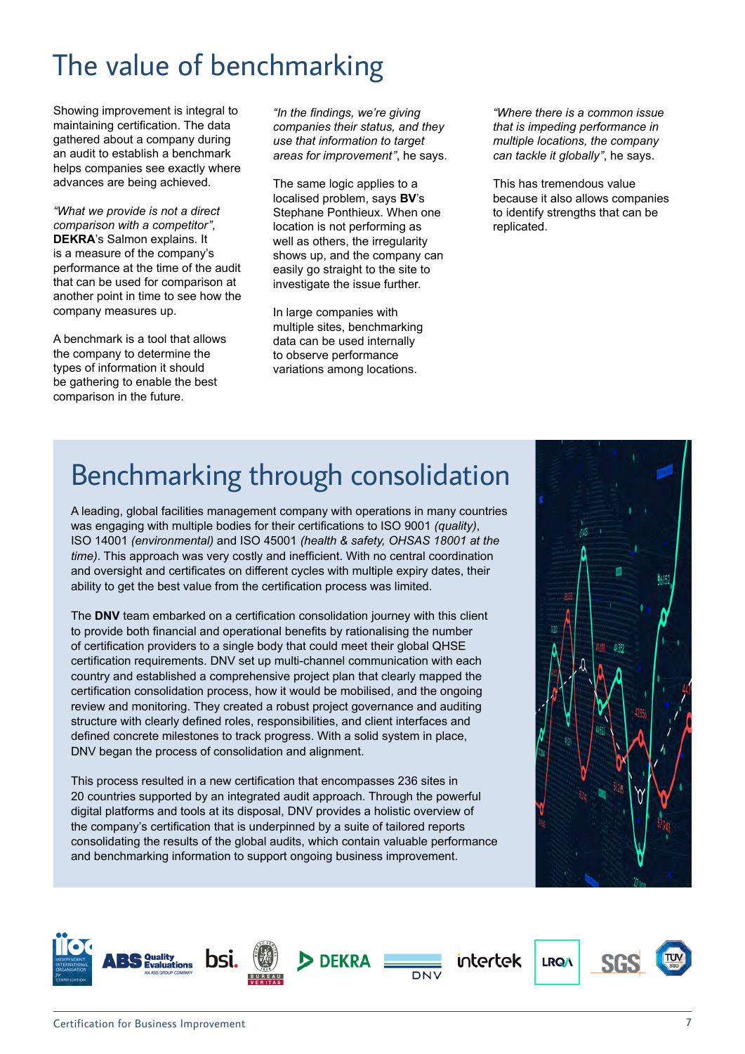# The value of benchmarking

Showing improvement is integral to maintaining certification. The data gathered about a company during an audit to establish a benchmark helps companies see exactly where advances are being achieved.

*"What we provide is not a direct comparison with a competitor"*, **DEKRA**'s Salmon explains. It is a measure of the company's performance at the time of the audit that can be used for comparison at another point in time to see how the company measures up.

A benchmark is a tool that allows the company to determine the types of information it should be gathering to enable the best comparison in the future.

*"In the findings, we're giving companies their status, and they use that information to target areas for improvement"*, he says.

The same logic applies to a localised problem, says **BV**'s Stephane Ponthieux. When one location is not performing as well as others, the irregularity shows up, and the company can easily go straight to the site to investigate the issue further.

In large companies with multiple sites, benchmarking data can be used internally to observe performance variations among locations.

*"Where there is a common issue that is impeding performance in multiple locations, the company can tackle it globally"*, he says.

This has tremendous value because it also allows companies to identify strengths that can be replicated.

## Benchmarking through consolidation

A leading, global facilities management company with operations in many countries was engaging with multiple bodies for their certifications to ISO 9001 *(quality)*, ISO 14001 *(environmental)* and ISO 45001 *(health & safety, OHSAS 18001 at the time)*. This approach was very costly and inefficient. With no central coordination and oversight and certificates on different cycles with multiple expiry dates, their ability to get the best value from the certification process was limited.

The **DNV** team embarked on a certification consolidation journey with this client to provide both financial and operational benefits by rationalising the number of certification providers to a single body that could meet their global QHSE certification requirements. DNV set up multi-channel communication with each country and established a comprehensive project plan that clearly mapped the certification consolidation process, how it would be mobilised, and the ongoing review and monitoring. They created a robust project governance and auditing structure with clearly defined roles, responsibilities, and client interfaces and defined concrete milestones to track progress. With a solid system in place, DNV began the process of consolidation and alignment.

This process resulted in a new certification that encompasses 236 sites in 20 countries supported by an integrated audit approach. Through the powerful digital platforms and tools at its disposal, DNV provides a holistic overview of the company's certification that is underpinned by a suite of tailored reports consolidating the results of the global audits, which contain valuable performance and benchmarking information to support ongoing business improvement.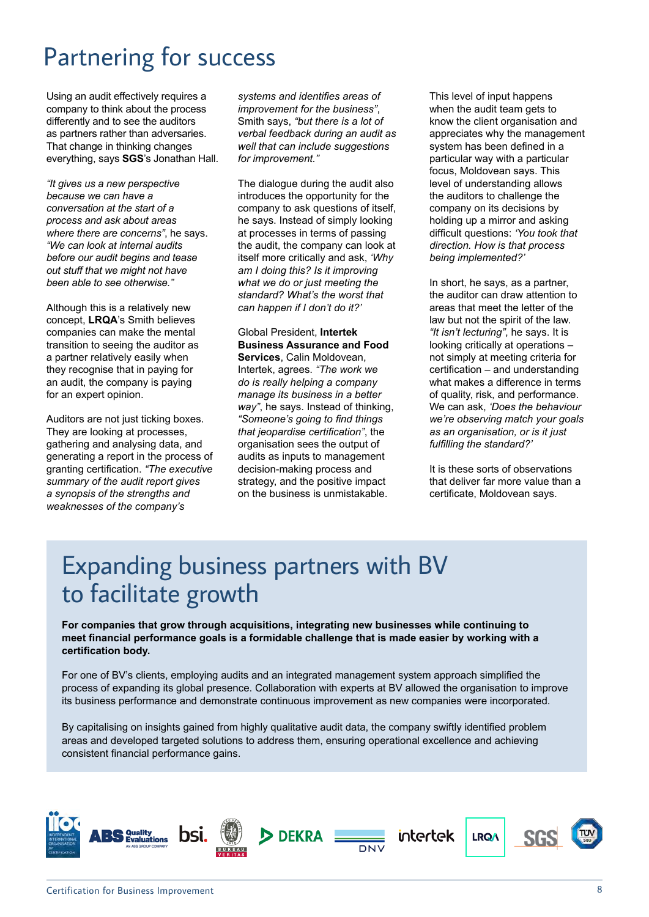# Partnering for success

Using an audit effectively requires a company to think about the process differently and to see the auditors as partners rather than adversaries. That change in thinking changes everything, says **SGS**'s Jonathan Hall.

*"It gives us a new perspective because we can have a conversation at the start of a process and ask about areas where there are concerns"*, he says. *"We can look at internal audits before our audit begins and tease out stuff that we might not have been able to see otherwise."*

Although this is a relatively new concept, **LRQA**'s Smith believes companies can make the mental transition to seeing the auditor as a partner relatively easily when they recognise that in paying for an audit, the company is paying for an expert opinion.

Auditors are not just ticking boxes. They are looking at processes, gathering and analysing data, and generating a report in the process of granting certification. *"The executive summary of the audit report gives a synopsis of the strengths and weaknesses of the company's systems and identifies areas of improvement for the business"*, Smith says, *"but there is a lot of verbal feedback during an audit as well that can include suggestions for improvement."*

The dialogue during the audit also introduces the opportunity for the company to ask questions of itself, he says. Instead of simply looking at processes in terms of passing the audit, the company can look at itself more critically and ask, *'Why am I doing this? Is it improving what we do or just meeting the standard? What's the worst that can happen if I don't do it?'*

Global President, **Intertek Business Assurance and Food Services**, Calin Moldovean, Intertek, agrees. *"The work we do is really helping a company manage its business in a better way"*, he says. Instead of thinking, *"Someone's going to find things that jeopardise certification"*, the organisation sees the output of audits as inputs to management decision-making process and strategy, and the positive impact on the business is unmistakable.

This level of input happens when the audit team gets to know the client organisation and appreciates why the management system has been defined in a particular way with a particular focus, Moldovean says. This level of understanding allows the auditors to challenge the company on its decisions by holding up a mirror and asking difficult questions: *'You took that direction. How is that process being implemented?'*

In short, he says, as a partner, the auditor can draw attention to areas that meet the letter of the law but not the spirit of the law. *"It isn't lecturing"*, he says. It is looking critically at operations – not simply at meeting criteria for certification – and understanding what makes a difference in terms of quality, risk, and performance. We can ask, *'Does the behaviour we're observing match your goals as an organisation, or is it just fulfilling the standard?'*

It is these sorts of observations that deliver far more value than a certificate, Moldovean says.

## Expanding business partners with BV to facilitate growth

**For companies that grow through acquisitions, integrating new businesses while continuing to meet financial performance goals is a formidable challenge that is made easier by working with a certification body.**

For one of BV's clients, employing audits and an integrated management system approach simplified the process of expanding its global presence. Collaboration with experts at BV allowed the organisation to improve its business performance and demonstrate continuous improvement as new companies were incorporated.

By capitalising on insights gained from highly qualitative audit data, the company swiftly identified problem areas and developed targeted solutions to address them, ensuring operational excellence and achieving consistent financial performance gains.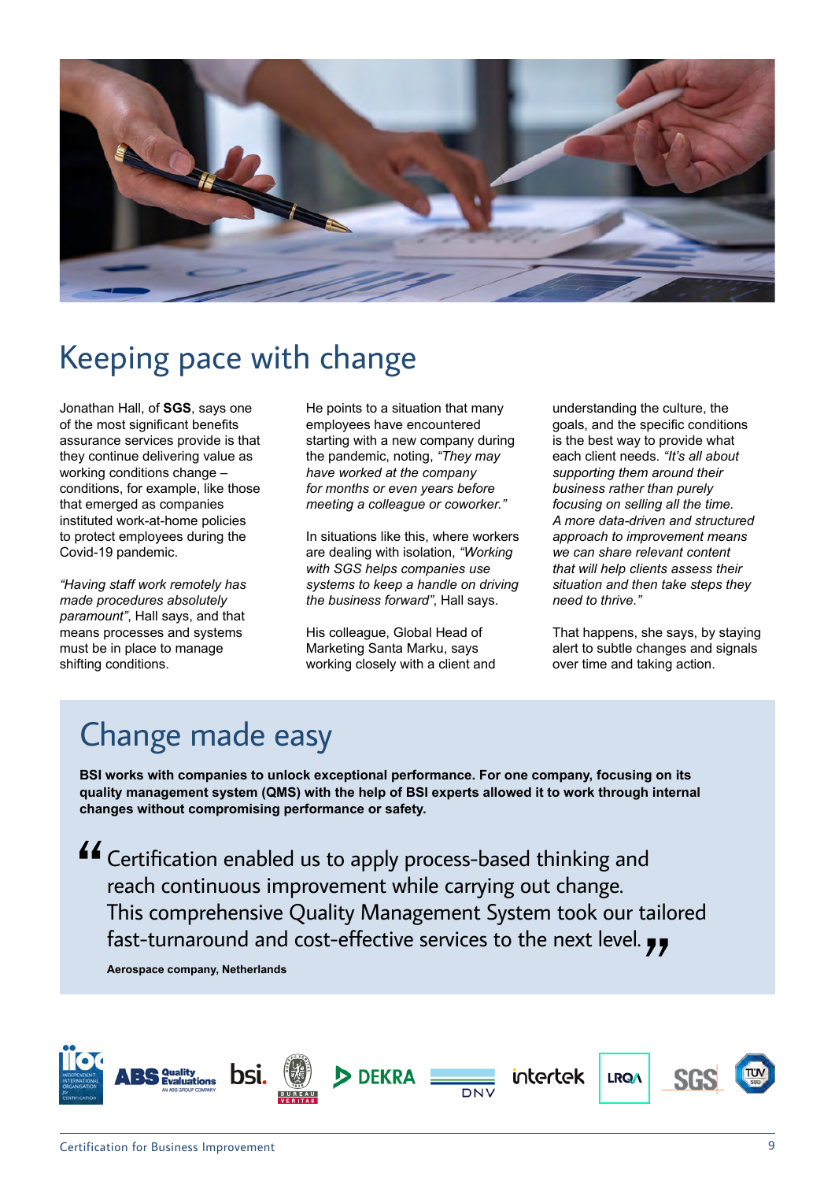# Keeping pace with change

Jonathan Hall, of **SGS**, says one of the most significant benefits assurance services provide is that they continue delivering value as working conditions change – conditions, for example, like those that emerged as companies instituted work-at-home policies to protect employees during the Covid-19 pandemic.

*"Having staff work remotely has made procedures absolutely paramount"*, Hall says, and that means processes and systems must be in place to manage shifting conditions.

He points to a situation that many employees have encountered starting with a new company during the pandemic, noting, *"They may have worked at the company for months or even years before meeting a colleague or coworker."*

In situations like this, where workers are dealing with isolation, *"Working with SGS helps companies use systems to keep a handle on driving the business forward"*, Hall says.

His colleague, Global Head of Marketing Santa Marku, says working closely with a client and understanding the culture, the goals, and the specific conditions is the best way to provide what each client needs. *"It's all about supporting them around their business rather than purely focusing on selling all the time. A more data-driven and structured approach to improvement means we can share relevant content that will help clients assess their situation and then take steps they need to thrive."*

That happens, she says, by staying alert to subtle changes and signals over time and taking action.

## Change made easy

**BSI works with companies to unlock exceptional performance. For one company, focusing on its quality management system (QMS) with the help of BSI experts allowed it to work through internal changes without compromising performance or safety.**

> "Certification enabled us to apply process-based thinking and reach continuous improvement while carrying out change. This comprehensive Quality Management System took our tailored fast-turnaround and cost-effective services to the next level."

**Aerospace company, Netherlands**

IIOC – Independent International Organisation for Certification | ABS Quality Evaluations – An ABS Group Company | bsi. | Bureau Veritas | DEKRA | DNV | intertek | LRQA | SGS | TÜV SÜD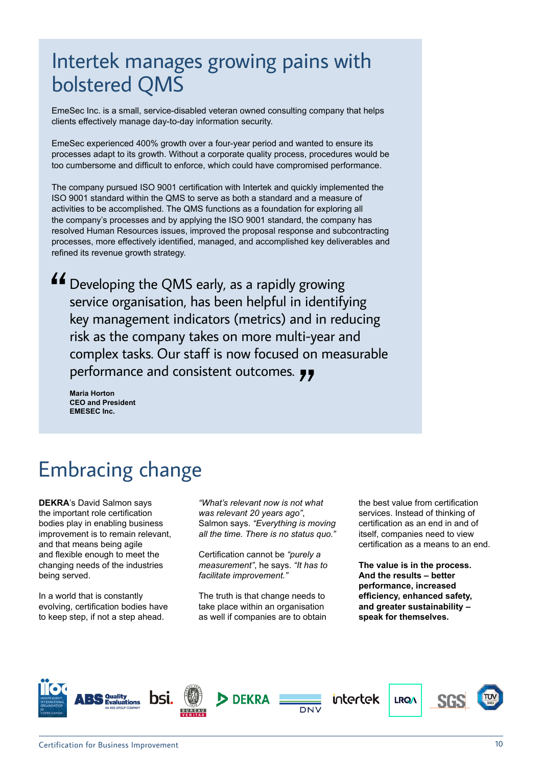# Intertek manages growing pains with bolstered QMS

EmeSec Inc. is a small, service-disabled veteran owned consulting company that helps clients effectively manage day-to-day information security.

EmeSec experienced 400% growth over a four-year period and wanted to ensure its processes adapt to its growth. Without a corporate quality process, procedures would be too cumbersome and difficult to enforce, which could have compromised performance.

The company pursued ISO 9001 certification with Intertek and quickly implemented the ISO 9001 standard within the QMS to serve as both a standard and a measure of activities to be accomplished. The QMS functions as a foundation for exploring all the company's processes and by applying the ISO 9001 standard, the company has resolved Human Resources issues, improved the proposal response and subcontracting processes, more effectively identified, managed, and accomplished key deliverables and refined its revenue growth strategy.

> "Developing the QMS early, as a rapidly growing service organisation, has been helpful in identifying key management indicators (metrics) and in reducing risk as the company takes on more multi-year and complex tasks. Our staff is now focused on measurable performance and consistent outcomes."

**Maria Horton**
**CEO and President**
**EMESEC Inc.**

# Embracing change

**DEKRA**'s David Salmon says the important role certification bodies play in enabling business improvement is to remain relevant, and that means being agile and flexible enough to meet the changing needs of the industries being served.

In a world that is constantly evolving, certification bodies have to keep step, if not a step ahead.

*"What's relevant now is not what was relevant 20 years ago"*, Salmon says. *"Everything is moving all the time. There is no status quo."*

Certification cannot be *"purely a measurement"*, he says. *"It has to facilitate improvement."*

The truth is that change needs to take place within an organisation as well if companies are to obtain the best value from certification services. Instead of thinking of certification as an end in and of itself, companies need to view certification as a means to an end.

**The value is in the process. And the results – better performance, increased efficiency, enhanced safety, and greater sustainability – speak for themselves.**